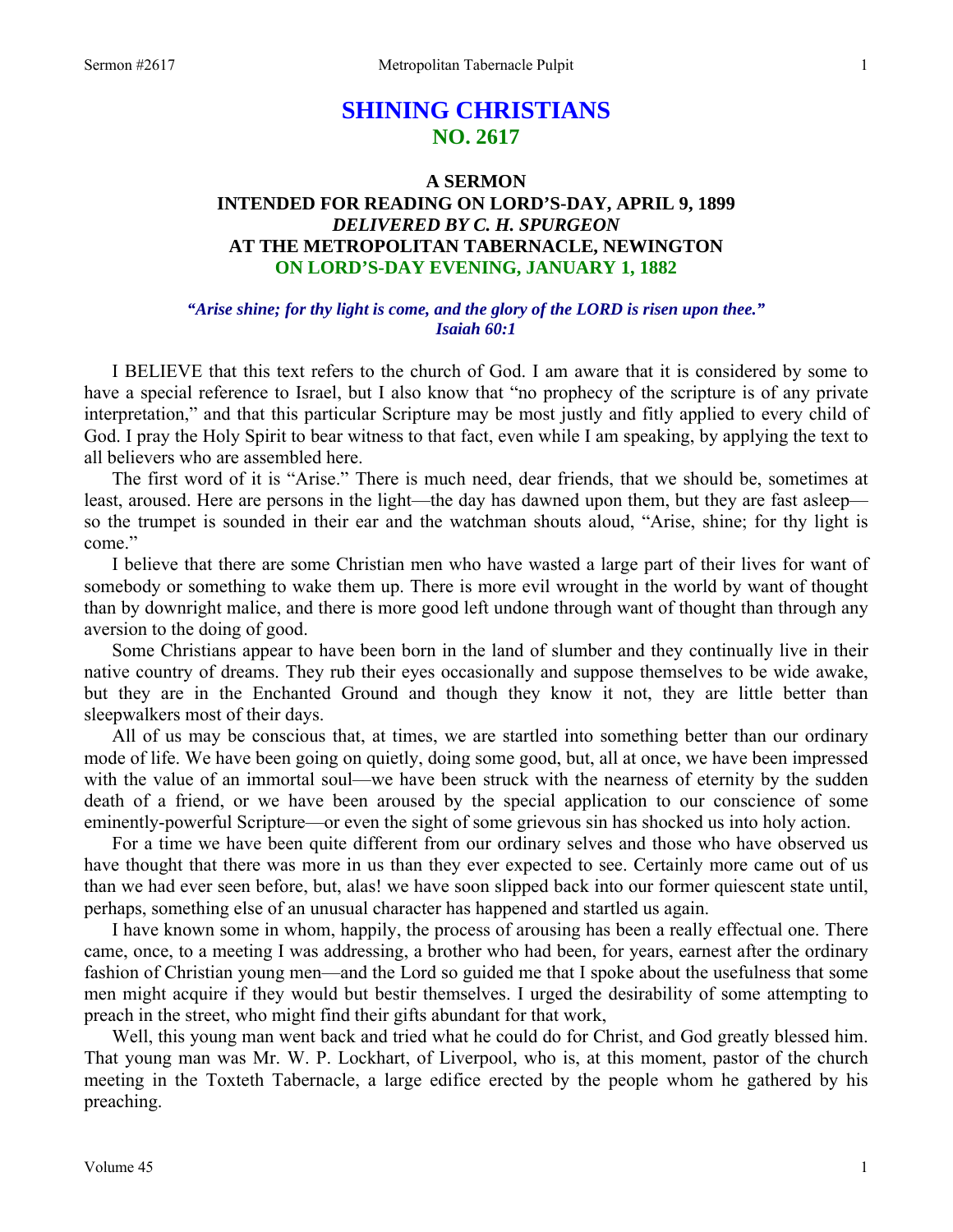# SHINING CHRISTIANS
## NO. 2617

### A SERMON
### INTENDED FOR READING ON LORD'S-DAY, APRIL 9, 1899
### *DELIVERED BY C. H. SPURGEON*
### AT THE METROPOLITAN TABERNACLE, NEWINGTON
### ON LORD'S-DAY EVENING, JANUARY 1, 1882

***"Arise shine; for thy light is come, and the glory of the LORD is risen upon thee." Isaiah 60:1***

I BELIEVE that this text refers to the church of God. I am aware that it is considered by some to have a special reference to Israel, but I also know that "no prophecy of the scripture is of any private interpretation," and that this particular Scripture may be most justly and fitly applied to every child of God. I pray the Holy Spirit to bear witness to that fact, even while I am speaking, by applying the text to all believers who are assembled here.

The first word of it is "Arise." There is much need, dear friends, that we should be, sometimes at least, aroused. Here are persons in the light—the day has dawned upon them, but they are fast asleep—so the trumpet is sounded in their ear and the watchman shouts aloud, "Arise, shine; for thy light is come."

I believe that there are some Christian men who have wasted a large part of their lives for want of somebody or something to wake them up. There is more evil wrought in the world by want of thought than by downright malice, and there is more good left undone through want of thought than through any aversion to the doing of good.

Some Christians appear to have been born in the land of slumber and they continually live in their native country of dreams. They rub their eyes occasionally and suppose themselves to be wide awake, but they are in the Enchanted Ground and though they know it not, they are little better than sleepwalkers most of their days.

All of us may be conscious that, at times, we are startled into something better than our ordinary mode of life. We have been going on quietly, doing some good, but, all at once, we have been impressed with the value of an immortal soul—we have been struck with the nearness of eternity by the sudden death of a friend, or we have been aroused by the special application to our conscience of some eminently-powerful Scripture—or even the sight of some grievous sin has shocked us into holy action.

For a time we have been quite different from our ordinary selves and those who have observed us have thought that there was more in us than they ever expected to see. Certainly more came out of us than we had ever seen before, but, alas! we have soon slipped back into our former quiescent state until, perhaps, something else of an unusual character has happened and startled us again.

I have known some in whom, happily, the process of arousing has been a really effectual one. There came, once, to a meeting I was addressing, a brother who had been, for years, earnest after the ordinary fashion of Christian young men—and the Lord so guided me that I spoke about the usefulness that some men might acquire if they would but bestir themselves. I urged the desirability of some attempting to preach in the street, who might find their gifts abundant for that work,

Well, this young man went back and tried what he could do for Christ, and God greatly blessed him. That young man was Mr. W. P. Lockhart, of Liverpool, who is, at this moment, pastor of the church meeting in the Toxteth Tabernacle, a large edifice erected by the people whom he gathered by his preaching.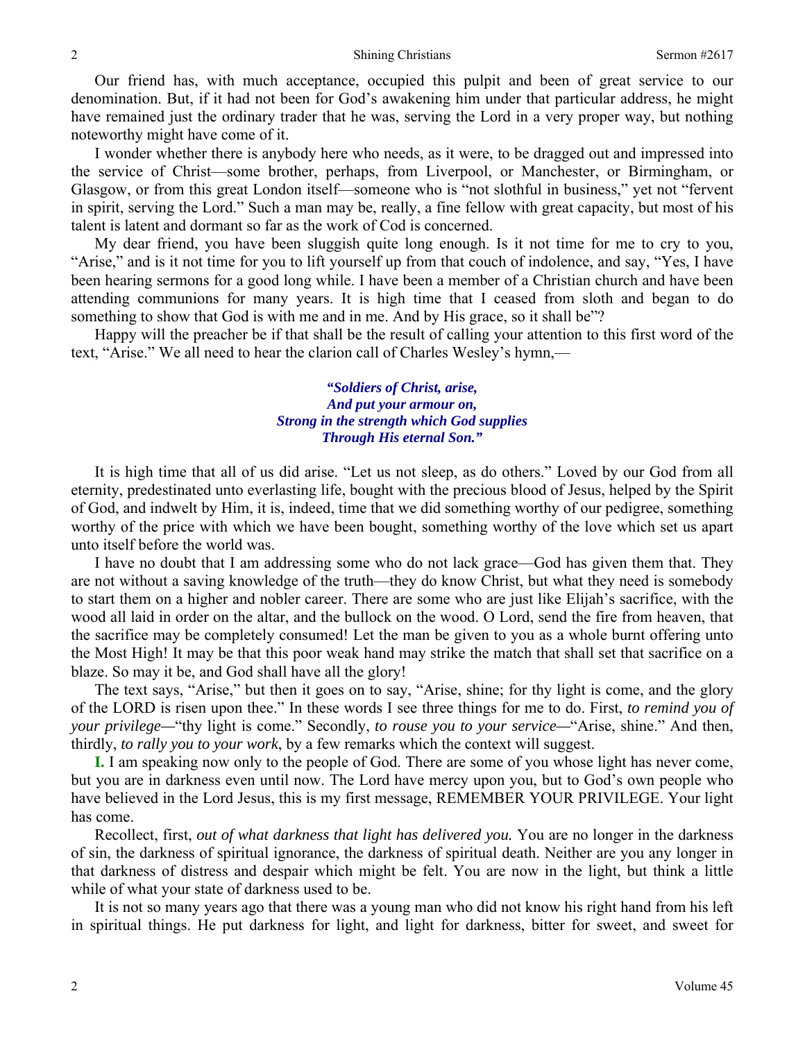Our friend has, with much acceptance, occupied this pulpit and been of great service to our denomination. But, if it had not been for God's awakening him under that particular address, he might have remained just the ordinary trader that he was, serving the Lord in a very proper way, but nothing noteworthy might have come of it.

I wonder whether there is anybody here who needs, as it were, to be dragged out and impressed into the service of Christ—some brother, perhaps, from Liverpool, or Manchester, or Birmingham, or Glasgow, or from this great London itself—someone who is "not slothful in business," yet not "fervent in spirit, serving the Lord." Such a man may be, really, a fine fellow with great capacity, but most of his talent is latent and dormant so far as the work of Cod is concerned.

My dear friend, you have been sluggish quite long enough. Is it not time for me to cry to you, "Arise," and is it not time for you to lift yourself up from that couch of indolence, and say, "Yes, I have been hearing sermons for a good long while. I have been a member of a Christian church and have been attending communions for many years. It is high time that I ceased from sloth and began to do something to show that God is with me and in me. And by His grace, so it shall be"?

Happy will the preacher be if that shall be the result of calling your attention to this first word of the text, "Arise." We all need to hear the clarion call of Charles Wesley's hymn,—

> ***"Soldiers of Christ, arise,***
> ***And put your armour on,***
> ***Strong in the strength which God supplies***
> ***Through His eternal Son."***

It is high time that all of us did arise. "Let us not sleep, as do others." Loved by our God from all eternity, predestinated unto everlasting life, bought with the precious blood of Jesus, helped by the Spirit of God, and indwelt by Him, it is, indeed, time that we did something worthy of our pedigree, something worthy of the price with which we have been bought, something worthy of the love which set us apart unto itself before the world was.

I have no doubt that I am addressing some who do not lack grace—God has given them that. They are not without a saving knowledge of the truth—they do know Christ, but what they need is somebody to start them on a higher and nobler career. There are some who are just like Elijah's sacrifice, with the wood all laid in order on the altar, and the bullock on the wood. O Lord, send the fire from heaven, that the sacrifice may be completely consumed! Let the man be given to you as a whole burnt offering unto the Most High! It may be that this poor weak hand may strike the match that shall set that sacrifice on a blaze. So may it be, and God shall have all the glory!

The text says, "Arise," but then it goes on to say, "Arise, shine; for thy light is come, and the glory of the LORD is risen upon thee." In these words I see three things for me to do. First, *to remind you of your privilege*—"thy light is come." Secondly, *to rouse you to your service*—"Arise, shine." And then, thirdly, *to rally you to your work*, by a few remarks which the context will suggest.

**I.** I am speaking now only to the people of God. There are some of you whose light has never come, but you are in darkness even until now. The Lord have mercy upon you, but to God's own people who have believed in the Lord Jesus, this is my first message, REMEMBER YOUR PRIVILEGE. Your light has come.

Recollect, first, *out of what darkness that light has delivered you.* You are no longer in the darkness of sin, the darkness of spiritual ignorance, the darkness of spiritual death. Neither are you any longer in that darkness of distress and despair which might be felt. You are now in the light, but think a little while of what your state of darkness used to be.

It is not so many years ago that there was a young man who did not know his right hand from his left in spiritual things. He put darkness for light, and light for darkness, bitter for sweet, and sweet for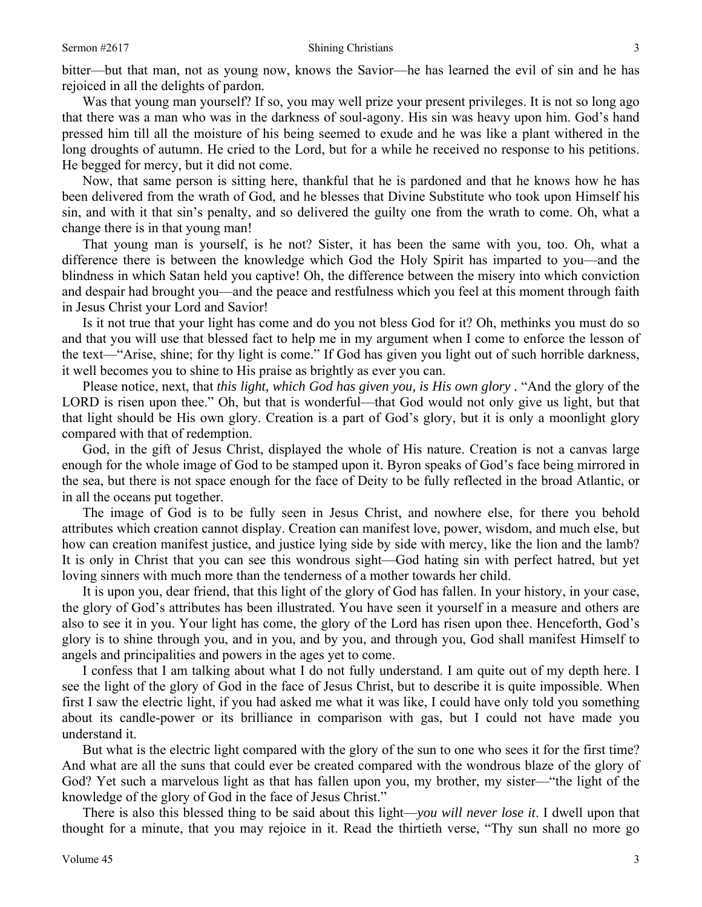bitter—but that man, not as young now, knows the Savior—he has learned the evil of sin and he has rejoiced in all the delights of pardon.

Was that young man yourself? If so, you may well prize your present privileges. It is not so long ago that there was a man who was in the darkness of soul-agony. His sin was heavy upon him. God's hand pressed him till all the moisture of his being seemed to exude and he was like a plant withered in the long droughts of autumn. He cried to the Lord, but for a while he received no response to his petitions. He begged for mercy, but it did not come.

Now, that same person is sitting here, thankful that he is pardoned and that he knows how he has been delivered from the wrath of God, and he blesses that Divine Substitute who took upon Himself his sin, and with it that sin's penalty, and so delivered the guilty one from the wrath to come. Oh, what a change there is in that young man!

That young man is yourself, is he not? Sister, it has been the same with you, too. Oh, what a difference there is between the knowledge which God the Holy Spirit has imparted to you—and the blindness in which Satan held you captive! Oh, the difference between the misery into which conviction and despair had brought you—and the peace and restfulness which you feel at this moment through faith in Jesus Christ your Lord and Savior!

Is it not true that your light has come and do you not bless God for it? Oh, methinks you must do so and that you will use that blessed fact to help me in my argument when I come to enforce the lesson of the text—"Arise, shine; for thy light is come." If God has given you light out of such horrible darkness, it well becomes you to shine to His praise as brightly as ever you can.

Please notice, next, that *this light, which God has given you, is His own glory* . "And the glory of the LORD is risen upon thee." Oh, but that is wonderful—that God would not only give us light, but that that light should be His own glory. Creation is a part of God's glory, but it is only a moonlight glory compared with that of redemption.

God, in the gift of Jesus Christ, displayed the whole of His nature. Creation is not a canvas large enough for the whole image of God to be stamped upon it. Byron speaks of God's face being mirrored in the sea, but there is not space enough for the face of Deity to be fully reflected in the broad Atlantic, or in all the oceans put together.

The image of God is to be fully seen in Jesus Christ, and nowhere else, for there you behold attributes which creation cannot display. Creation can manifest love, power, wisdom, and much else, but how can creation manifest justice, and justice lying side by side with mercy, like the lion and the lamb? It is only in Christ that you can see this wondrous sight—God hating sin with perfect hatred, but yet loving sinners with much more than the tenderness of a mother towards her child.

It is upon you, dear friend, that this light of the glory of God has fallen. In your history, in your case, the glory of God's attributes has been illustrated. You have seen it yourself in a measure and others are also to see it in you. Your light has come, the glory of the Lord has risen upon thee. Henceforth, God's glory is to shine through you, and in you, and by you, and through you, God shall manifest Himself to angels and principalities and powers in the ages yet to come.

I confess that I am talking about what I do not fully understand. I am quite out of my depth here. I see the light of the glory of God in the face of Jesus Christ, but to describe it is quite impossible. When first I saw the electric light, if you had asked me what it was like, I could have only told you something about its candle-power or its brilliance in comparison with gas, but I could not have made you understand it.

But what is the electric light compared with the glory of the sun to one who sees it for the first time? And what are all the suns that could ever be created compared with the wondrous blaze of the glory of God? Yet such a marvelous light as that has fallen upon you, my brother, my sister—"the light of the knowledge of the glory of God in the face of Jesus Christ."

There is also this blessed thing to be said about this light—*you will never lose it*. I dwell upon that thought for a minute, that you may rejoice in it. Read the thirtieth verse, "Thy sun shall no more go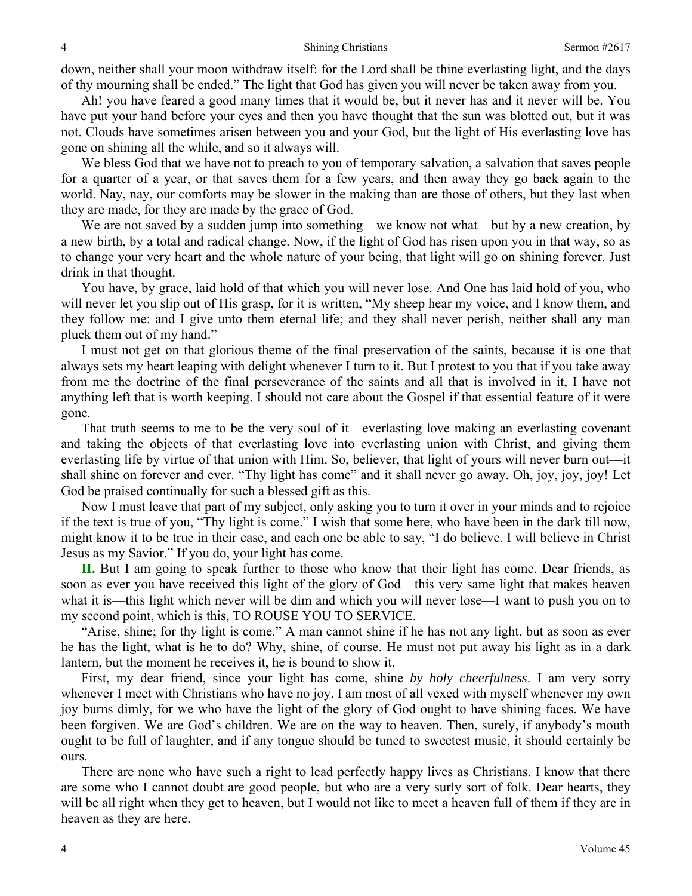down, neither shall your moon withdraw itself: for the Lord shall be thine everlasting light, and the days of thy mourning shall be ended." The light that God has given you will never be taken away from you.

Ah! you have feared a good many times that it would be, but it never has and it never will be. You have put your hand before your eyes and then you have thought that the sun was blotted out, but it was not. Clouds have sometimes arisen between you and your God, but the light of His everlasting love has gone on shining all the while, and so it always will.

We bless God that we have not to preach to you of temporary salvation, a salvation that saves people for a quarter of a year, or that saves them for a few years, and then away they go back again to the world. Nay, nay, our comforts may be slower in the making than are those of others, but they last when they are made, for they are made by the grace of God.

We are not saved by a sudden jump into something—we know not what—but by a new creation, by a new birth, by a total and radical change. Now, if the light of God has risen upon you in that way, so as to change your very heart and the whole nature of your being, that light will go on shining forever. Just drink in that thought.

You have, by grace, laid hold of that which you will never lose. And One has laid hold of you, who will never let you slip out of His grasp, for it is written, "My sheep hear my voice, and I know them, and they follow me: and I give unto them eternal life; and they shall never perish, neither shall any man pluck them out of my hand."

I must not get on that glorious theme of the final preservation of the saints, because it is one that always sets my heart leaping with delight whenever I turn to it. But I protest to you that if you take away from me the doctrine of the final perseverance of the saints and all that is involved in it, I have not anything left that is worth keeping. I should not care about the Gospel if that essential feature of it were gone.

That truth seems to me to be the very soul of it—everlasting love making an everlasting covenant and taking the objects of that everlasting love into everlasting union with Christ, and giving them everlasting life by virtue of that union with Him. So, believer, that light of yours will never burn out—it shall shine on forever and ever. "Thy light has come" and it shall never go away. Oh, joy, joy, joy! Let God be praised continually for such a blessed gift as this.

Now I must leave that part of my subject, only asking you to turn it over in your minds and to rejoice if the text is true of you, "Thy light is come." I wish that some here, who have been in the dark till now, might know it to be true in their case, and each one be able to say, "I do believe. I will believe in Christ Jesus as my Savior." If you do, your light has come.

**II.** But I am going to speak further to those who know that their light has come. Dear friends, as soon as ever you have received this light of the glory of God—this very same light that makes heaven what it is—this light which never will be dim and which you will never lose—I want to push you on to my second point, which is this, TO ROUSE YOU TO SERVICE.

"Arise, shine; for thy light is come." A man cannot shine if he has not any light, but as soon as ever he has the light, what is he to do? Why, shine, of course. He must not put away his light as in a dark lantern, but the moment he receives it, he is bound to show it.

First, my dear friend, since your light has come, shine *by holy cheerfulness*. I am very sorry whenever I meet with Christians who have no joy. I am most of all vexed with myself whenever my own joy burns dimly, for we who have the light of the glory of God ought to have shining faces. We have been forgiven. We are God's children. We are on the way to heaven. Then, surely, if anybody's mouth ought to be full of laughter, and if any tongue should be tuned to sweetest music, it should certainly be ours.

There are none who have such a right to lead perfectly happy lives as Christians. I know that there are some who I cannot doubt are good people, but who are a very surly sort of folk. Dear hearts, they will be all right when they get to heaven, but I would not like to meet a heaven full of them if they are in heaven as they are here.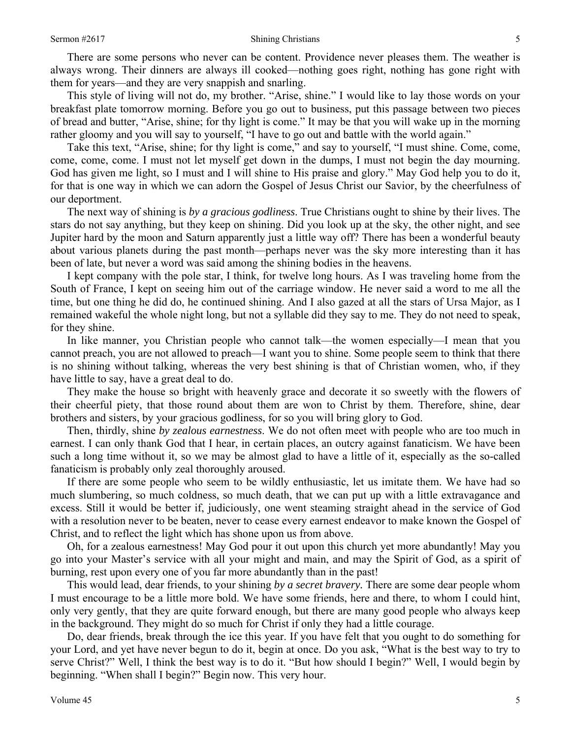There are some persons who never can be content. Providence never pleases them. The weather is always wrong. Their dinners are always ill cooked—nothing goes right, nothing has gone right with them for years—and they are very snappish and snarling.

This style of living will not do, my brother. "Arise, shine." I would like to lay those words on your breakfast plate tomorrow morning. Before you go out to business, put this passage between two pieces of bread and butter, "Arise, shine; for thy light is come." It may be that you will wake up in the morning rather gloomy and you will say to yourself, "I have to go out and battle with the world again."

Take this text, "Arise, shine; for thy light is come," and say to yourself, "I must shine. Come, come, come, come, come. I must not let myself get down in the dumps, I must not begin the day mourning. God has given me light, so I must and I will shine to His praise and glory." May God help you to do it, for that is one way in which we can adorn the Gospel of Jesus Christ our Savior, by the cheerfulness of our deportment.

The next way of shining is *by a gracious godliness*. True Christians ought to shine by their lives. The stars do not say anything, but they keep on shining. Did you look up at the sky, the other night, and see Jupiter hard by the moon and Saturn apparently just a little way off? There has been a wonderful beauty about various planets during the past month—perhaps never was the sky more interesting than it has been of late, but never a word was said among the shining bodies in the heavens.

I kept company with the pole star, I think, for twelve long hours. As I was traveling home from the South of France, I kept on seeing him out of the carriage window. He never said a word to me all the time, but one thing he did do, he continued shining. And I also gazed at all the stars of Ursa Major, as I remained wakeful the whole night long, but not a syllable did they say to me. They do not need to speak, for they shine.

In like manner, you Christian people who cannot talk—the women especially—I mean that you cannot preach, you are not allowed to preach—I want you to shine. Some people seem to think that there is no shining without talking, whereas the very best shining is that of Christian women, who, if they have little to say, have a great deal to do.

They make the house so bright with heavenly grace and decorate it so sweetly with the flowers of their cheerful piety, that those round about them are won to Christ by them. Therefore, shine, dear brothers and sisters, by your gracious godliness, for so you will bring glory to God.

Then, thirdly, shine *by zealous earnestness*. We do not often meet with people who are too much in earnest. I can only thank God that I hear, in certain places, an outcry against fanaticism. We have been such a long time without it, so we may be almost glad to have a little of it, especially as the so-called fanaticism is probably only zeal thoroughly aroused.

If there are some people who seem to be wildly enthusiastic, let us imitate them. We have had so much slumbering, so much coldness, so much death, that we can put up with a little extravagance and excess. Still it would be better if, judiciously, one went steaming straight ahead in the service of God with a resolution never to be beaten, never to cease every earnest endeavor to make known the Gospel of Christ, and to reflect the light which has shone upon us from above.

Oh, for a zealous earnestness! May God pour it out upon this church yet more abundantly! May you go into your Master's service with all your might and main, and may the Spirit of God, as a spirit of burning, rest upon every one of you far more abundantly than in the past!

This would lead, dear friends, to your shining *by a secret bravery.* There are some dear people whom I must encourage to be a little more bold. We have some friends, here and there, to whom I could hint, only very gently, that they are quite forward enough, but there are many good people who always keep in the background. They might do so much for Christ if only they had a little courage.

Do, dear friends, break through the ice this year. If you have felt that you ought to do something for your Lord, and yet have never begun to do it, begin at once. Do you ask, "What is the best way to try to serve Christ?" Well, I think the best way is to do it. "But how should I begin?" Well, I would begin by beginning. "When shall I begin?" Begin now. This very hour.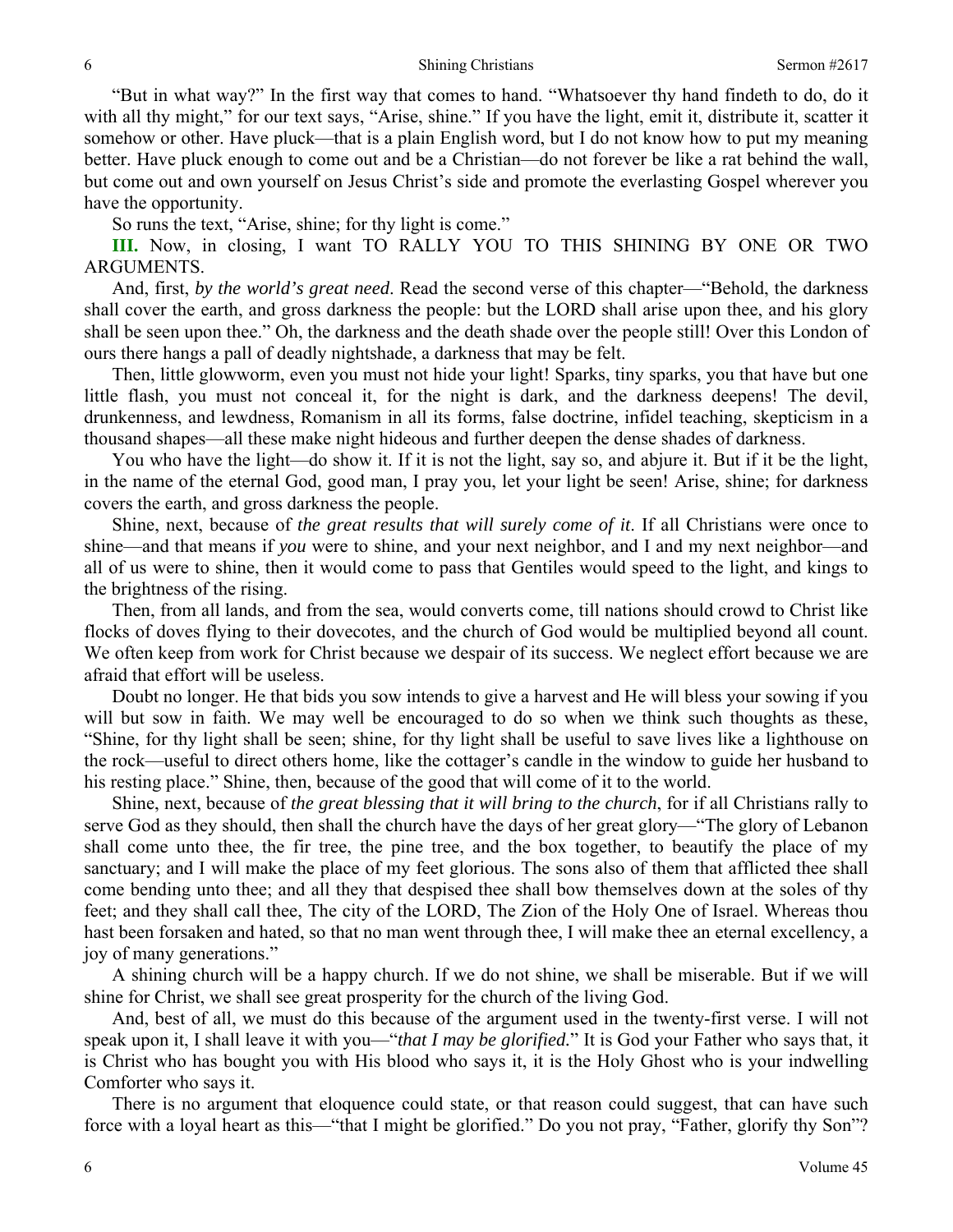"But in what way?" In the first way that comes to hand. "Whatsoever thy hand findeth to do, do it with all thy might," for our text says, "Arise, shine." If you have the light, emit it, distribute it, scatter it somehow or other. Have pluck—that is a plain English word, but I do not know how to put my meaning better. Have pluck enough to come out and be a Christian—do not forever be like a rat behind the wall, but come out and own yourself on Jesus Christ's side and promote the everlasting Gospel wherever you have the opportunity.

So runs the text, "Arise, shine; for thy light is come."

**III.** Now, in closing, I want TO RALLY YOU TO THIS SHINING BY ONE OR TWO ARGUMENTS.

And, first, *by the world's great need*. Read the second verse of this chapter—"Behold, the darkness shall cover the earth, and gross darkness the people: but the LORD shall arise upon thee, and his glory shall be seen upon thee." Oh, the darkness and the death shade over the people still! Over this London of ours there hangs a pall of deadly nightshade, a darkness that may be felt.

Then, little glowworm, even you must not hide your light! Sparks, tiny sparks, you that have but one little flash, you must not conceal it, for the night is dark, and the darkness deepens! The devil, drunkenness, and lewdness, Romanism in all its forms, false doctrine, infidel teaching, skepticism in a thousand shapes—all these make night hideous and further deepen the dense shades of darkness.

You who have the light—do show it. If it is not the light, say so, and abjure it. But if it be the light, in the name of the eternal God, good man, I pray you, let your light be seen! Arise, shine; for darkness covers the earth, and gross darkness the people.

Shine, next, because of *the great results that will surely come of it*. If all Christians were once to shine—and that means if *you* were to shine, and your next neighbor, and I and my next neighbor—and all of us were to shine, then it would come to pass that Gentiles would speed to the light, and kings to the brightness of the rising.

Then, from all lands, and from the sea, would converts come, till nations should crowd to Christ like flocks of doves flying to their dovecotes, and the church of God would be multiplied beyond all count. We often keep from work for Christ because we despair of its success. We neglect effort because we are afraid that effort will be useless.

Doubt no longer. He that bids you sow intends to give a harvest and He will bless your sowing if you will but sow in faith. We may well be encouraged to do so when we think such thoughts as these, "Shine, for thy light shall be seen; shine, for thy light shall be useful to save lives like a lighthouse on the rock—useful to direct others home, like the cottager's candle in the window to guide her husband to his resting place." Shine, then, because of the good that will come of it to the world.

Shine, next, because of *the great blessing that it will bring to the church*, for if all Christians rally to serve God as they should, then shall the church have the days of her great glory—"The glory of Lebanon shall come unto thee, the fir tree, the pine tree, and the box together, to beautify the place of my sanctuary; and I will make the place of my feet glorious. The sons also of them that afflicted thee shall come bending unto thee; and all they that despised thee shall bow themselves down at the soles of thy feet; and they shall call thee, The city of the LORD, The Zion of the Holy One of Israel. Whereas thou hast been forsaken and hated, so that no man went through thee, I will make thee an eternal excellency, a joy of many generations."

A shining church will be a happy church. If we do not shine, we shall be miserable. But if we will shine for Christ, we shall see great prosperity for the church of the living God.

And, best of all, we must do this because of the argument used in the twenty-first verse. I will not speak upon it, I shall leave it with you—"*that I may be glorified.*" It is God your Father who says that, it is Christ who has bought you with His blood who says it, it is the Holy Ghost who is your indwelling Comforter who says it.

There is no argument that eloquence could state, or that reason could suggest, that can have such force with a loyal heart as this—"that I might be glorified." Do you not pray, "Father, glorify thy Son"?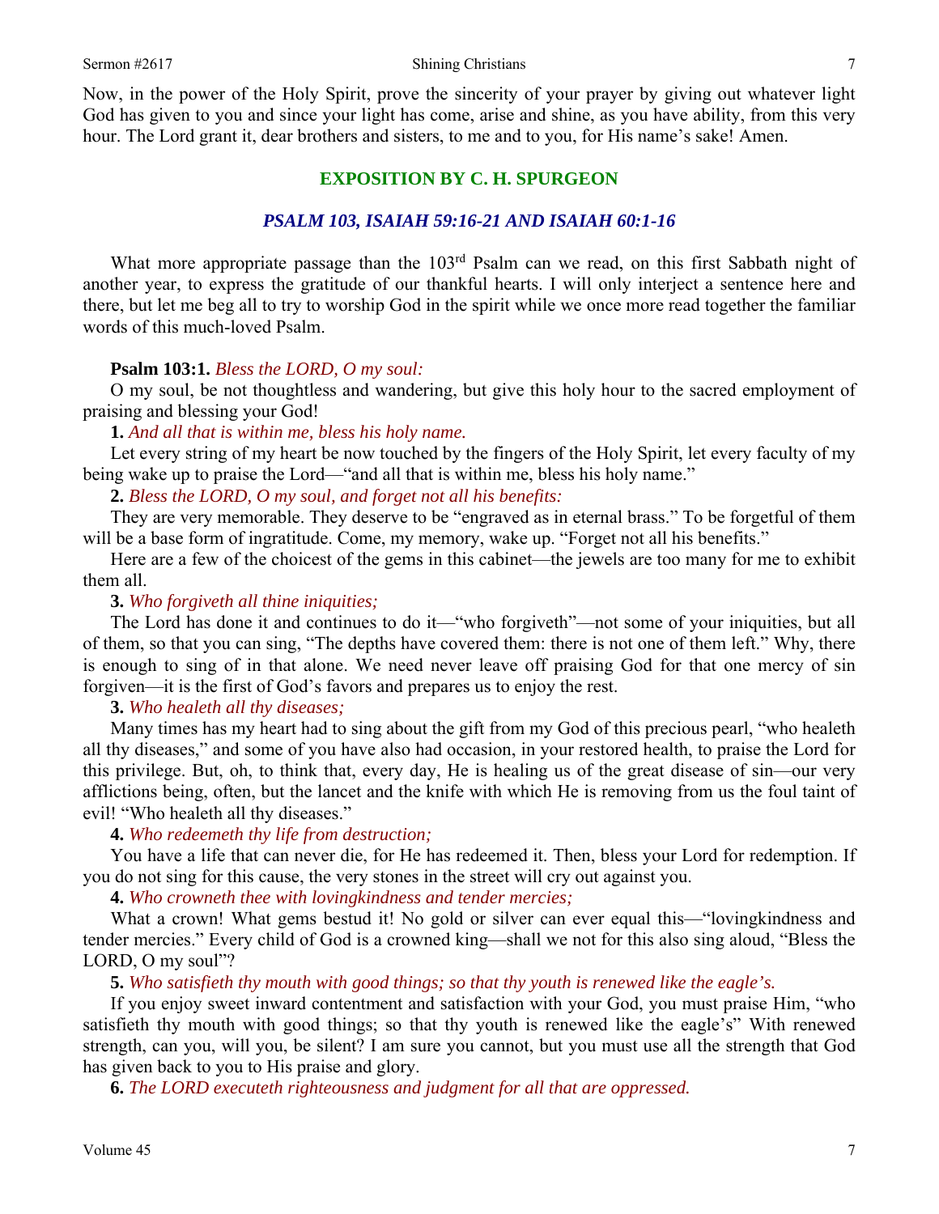Now, in the power of the Holy Spirit, prove the sincerity of your prayer by giving out whatever light God has given to you and since your light has come, arise and shine, as you have ability, from this very hour. The Lord grant it, dear brothers and sisters, to me and to you, for His name's sake! Amen.

## EXPOSITION BY C. H. SPURGEON

### *PSALM 103, ISAIAH 59:16-21 AND ISAIAH 60:1-16*

What more appropriate passage than the 103rd Psalm can we read, on this first Sabbath night of another year, to express the gratitude of our thankful hearts. I will only interject a sentence here and there, but let me beg all to try to worship God in the spirit while we once more read together the familiar words of this much-loved Psalm.

**Psalm 103:1.** *Bless the LORD, O my soul:*

O my soul, be not thoughtless and wandering, but give this holy hour to the sacred employment of praising and blessing your God!

**1.** *And all that is within me, bless his holy name.*

Let every string of my heart be now touched by the fingers of the Holy Spirit, let every faculty of my being wake up to praise the Lord—"and all that is within me, bless his holy name."

**2.** *Bless the LORD, O my soul, and forget not all his benefits:*

They are very memorable. They deserve to be "engraved as in eternal brass." To be forgetful of them will be a base form of ingratitude. Come, my memory, wake up. "Forget not all his benefits."

Here are a few of the choicest of the gems in this cabinet—the jewels are too many for me to exhibit them all.

**3.** *Who forgiveth all thine iniquities;*

The Lord has done it and continues to do it—"who forgiveth"—not some of your iniquities, but all of them, so that you can sing, "The depths have covered them: there is not one of them left." Why, there is enough to sing of in that alone. We need never leave off praising God for that one mercy of sin forgiven—it is the first of God's favors and prepares us to enjoy the rest.

**3.** *Who healeth all thy diseases;*

Many times has my heart had to sing about the gift from my God of this precious pearl, "who healeth all thy diseases," and some of you have also had occasion, in your restored health, to praise the Lord for this privilege. But, oh, to think that, every day, He is healing us of the great disease of sin—our very afflictions being, often, but the lancet and the knife with which He is removing from us the foul taint of evil! "Who healeth all thy diseases."

**4.** *Who redeemeth thy life from destruction;*

You have a life that can never die, for He has redeemed it. Then, bless your Lord for redemption. If you do not sing for this cause, the very stones in the street will cry out against you.

**4.** *Who crowneth thee with lovingkindness and tender mercies;*

What a crown! What gems bestud it! No gold or silver can ever equal this—"lovingkindness and tender mercies." Every child of God is a crowned king—shall we not for this also sing aloud, "Bless the LORD, O my soul"?

**5.** *Who satisfieth thy mouth with good things; so that thy youth is renewed like the eagle's.*

If you enjoy sweet inward contentment and satisfaction with your God, you must praise Him, "who satisfieth thy mouth with good things; so that thy youth is renewed like the eagle's" With renewed strength, can you, will you, be silent? I am sure you cannot, but you must use all the strength that God has given back to you to His praise and glory.

**6.** *The LORD executeth righteousness and judgment for all that are oppressed.*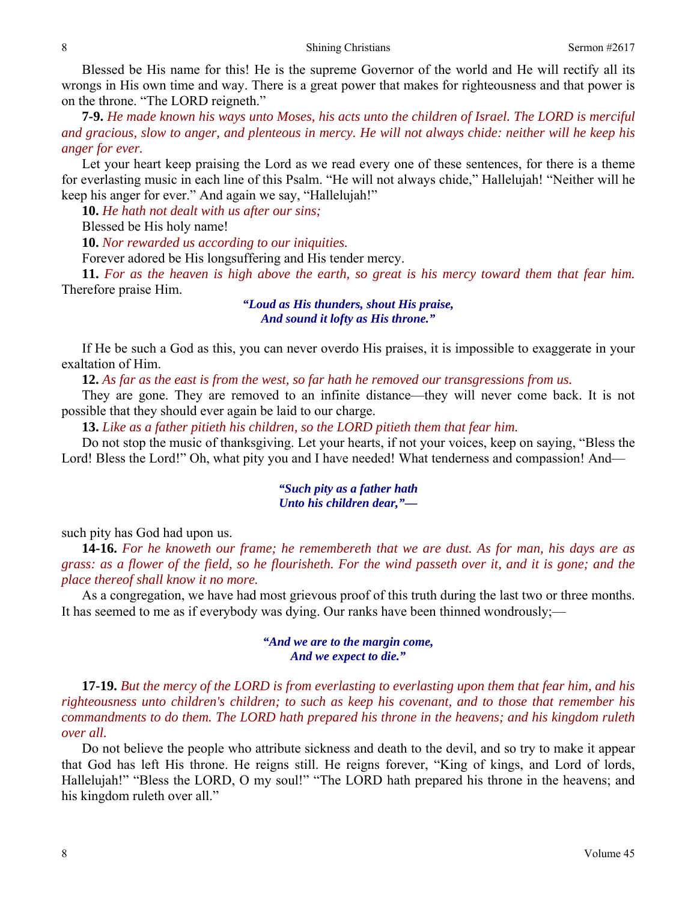Blessed be His name for this! He is the supreme Governor of the world and He will rectify all its wrongs in His own time and way. There is a great power that makes for righteousness and that power is on the throne. "The LORD reigneth."

**7-9.** *He made known his ways unto Moses, his acts unto the children of Israel. The LORD is merciful and gracious, slow to anger, and plenteous in mercy. He will not always chide: neither will he keep his anger for ever.*

Let your heart keep praising the Lord as we read every one of these sentences, for there is a theme for everlasting music in each line of this Psalm. "He will not always chide," Hallelujah! "Neither will he keep his anger for ever." And again we say, "Hallelujah!"

**10.** *He hath not dealt with us after our sins;*

Blessed be His holy name!

**10.** *Nor rewarded us according to our iniquities.*

Forever adored be His longsuffering and His tender mercy.

**11.** *For as the heaven is high above the earth, so great is his mercy toward them that fear him.* Therefore praise Him.

*"Loud as His thunders, shout His praise,*
*And sound it lofty as His throne."*

If He be such a God as this, you can never overdo His praises, it is impossible to exaggerate in your exaltation of Him.

**12.** *As far as the east is from the west, so far hath he removed our transgressions from us.*

They are gone. They are removed to an infinite distance—they will never come back. It is not possible that they should ever again be laid to our charge.

**13.** *Like as a father pitieth his children, so the LORD pitieth them that fear him.*

Do not stop the music of thanksgiving. Let your hearts, if not your voices, keep on saying, "Bless the Lord! Bless the Lord!" Oh, what pity you and I have needed! What tenderness and compassion! And—

*"Such pity as a father hath*
*Unto his children dear,"—*

such pity has God had upon us.

**14-16.** *For he knoweth our frame; he remembereth that we are dust. As for man, his days are as grass: as a flower of the field, so he flourisheth. For the wind passeth over it, and it is gone; and the place thereof shall know it no more.*

As a congregation, we have had most grievous proof of this truth during the last two or three months. It has seemed to me as if everybody was dying. Our ranks have been thinned wondrously;—

*"And we are to the margin come,*
*And we expect to die."*

**17-19.** *But the mercy of the LORD is from everlasting to everlasting upon them that fear him, and his righteousness unto children's children; to such as keep his covenant, and to those that remember his commandments to do them. The LORD hath prepared his throne in the heavens; and his kingdom ruleth over all.*

Do not believe the people who attribute sickness and death to the devil, and so try to make it appear that God has left His throne. He reigns still. He reigns forever, "King of kings, and Lord of lords, Hallelujah!" "Bless the LORD, O my soul!" "The LORD hath prepared his throne in the heavens; and his kingdom ruleth over all."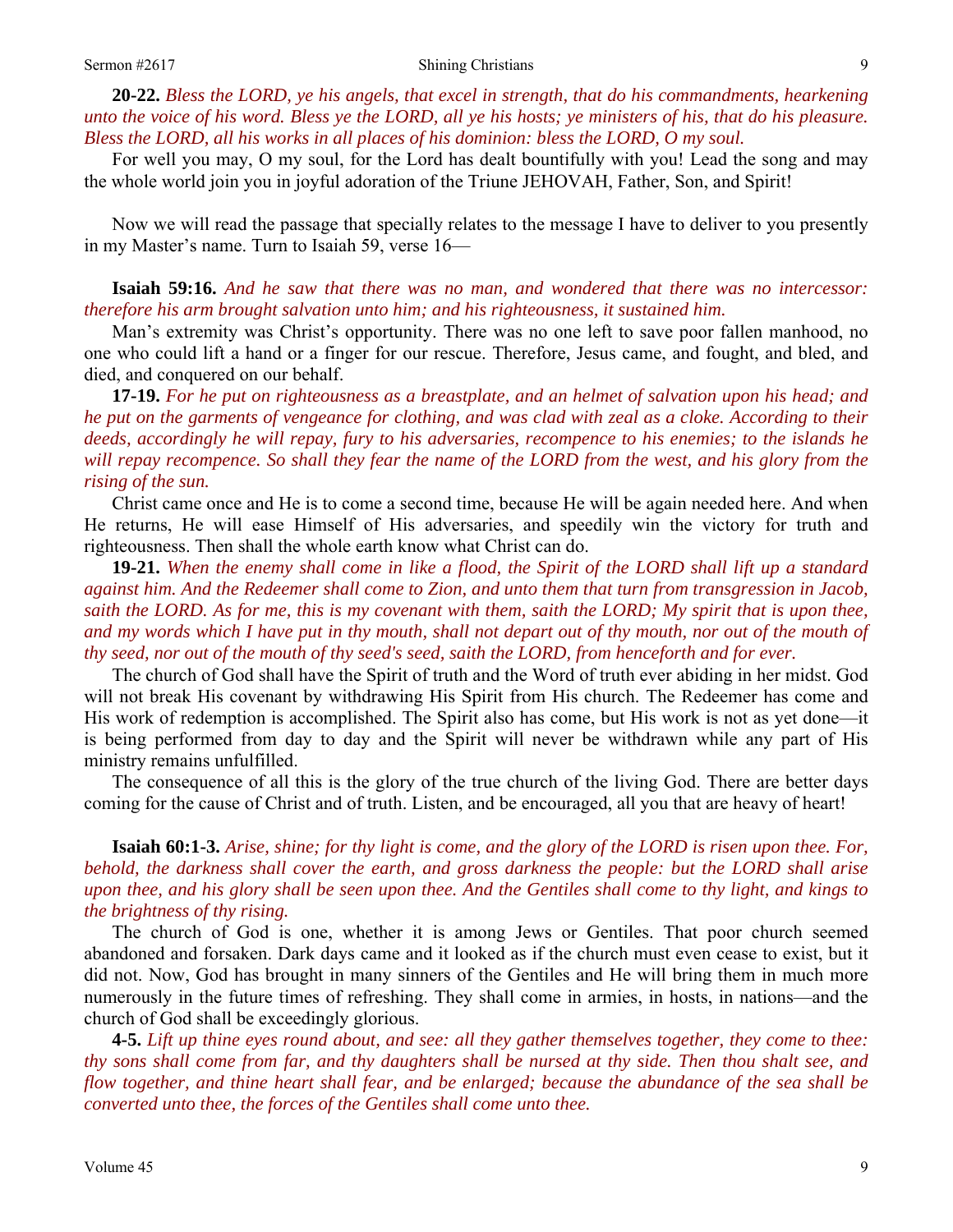**20-22.** *Bless the LORD, ye his angels, that excel in strength, that do his commandments, hearkening unto the voice of his word. Bless ye the LORD, all ye his hosts; ye ministers of his, that do his pleasure. Bless the LORD, all his works in all places of his dominion: bless the LORD, O my soul.*

For well you may, O my soul, for the Lord has dealt bountifully with you! Lead the song and may the whole world join you in joyful adoration of the Triune JEHOVAH, Father, Son, and Spirit!

Now we will read the passage that specially relates to the message I have to deliver to you presently in my Master's name. Turn to Isaiah 59, verse 16—

**Isaiah 59:16.** *And he saw that there was no man, and wondered that there was no intercessor: therefore his arm brought salvation unto him; and his righteousness, it sustained him.*

Man's extremity was Christ's opportunity. There was no one left to save poor fallen manhood, no one who could lift a hand or a finger for our rescue. Therefore, Jesus came, and fought, and bled, and died, and conquered on our behalf.

**17-19.** *For he put on righteousness as a breastplate, and an helmet of salvation upon his head; and he put on the garments of vengeance for clothing, and was clad with zeal as a cloke. According to their deeds, accordingly he will repay, fury to his adversaries, recompence to his enemies; to the islands he will repay recompence. So shall they fear the name of the LORD from the west, and his glory from the rising of the sun.*

Christ came once and He is to come a second time, because He will be again needed here. And when He returns, He will ease Himself of His adversaries, and speedily win the victory for truth and righteousness. Then shall the whole earth know what Christ can do.

**19-21.** *When the enemy shall come in like a flood, the Spirit of the LORD shall lift up a standard against him. And the Redeemer shall come to Zion, and unto them that turn from transgression in Jacob, saith the LORD. As for me, this is my covenant with them, saith the LORD; My spirit that is upon thee, and my words which I have put in thy mouth, shall not depart out of thy mouth, nor out of the mouth of thy seed, nor out of the mouth of thy seed's seed, saith the LORD, from henceforth and for ever.*

The church of God shall have the Spirit of truth and the Word of truth ever abiding in her midst. God will not break His covenant by withdrawing His Spirit from His church. The Redeemer has come and His work of redemption is accomplished. The Spirit also has come, but His work is not as yet done—it is being performed from day to day and the Spirit will never be withdrawn while any part of His ministry remains unfulfilled.

The consequence of all this is the glory of the true church of the living God. There are better days coming for the cause of Christ and of truth. Listen, and be encouraged, all you that are heavy of heart!

**Isaiah 60:1-3.** *Arise, shine; for thy light is come, and the glory of the LORD is risen upon thee. For, behold, the darkness shall cover the earth, and gross darkness the people: but the LORD shall arise upon thee, and his glory shall be seen upon thee. And the Gentiles shall come to thy light, and kings to the brightness of thy rising.*

The church of God is one, whether it is among Jews or Gentiles. That poor church seemed abandoned and forsaken. Dark days came and it looked as if the church must even cease to exist, but it did not. Now, God has brought in many sinners of the Gentiles and He will bring them in much more numerously in the future times of refreshing. They shall come in armies, in hosts, in nations—and the church of God shall be exceedingly glorious.

**4-5.** *Lift up thine eyes round about, and see: all they gather themselves together, they come to thee: thy sons shall come from far, and thy daughters shall be nursed at thy side. Then thou shalt see, and flow together, and thine heart shall fear, and be enlarged; because the abundance of the sea shall be converted unto thee, the forces of the Gentiles shall come unto thee.*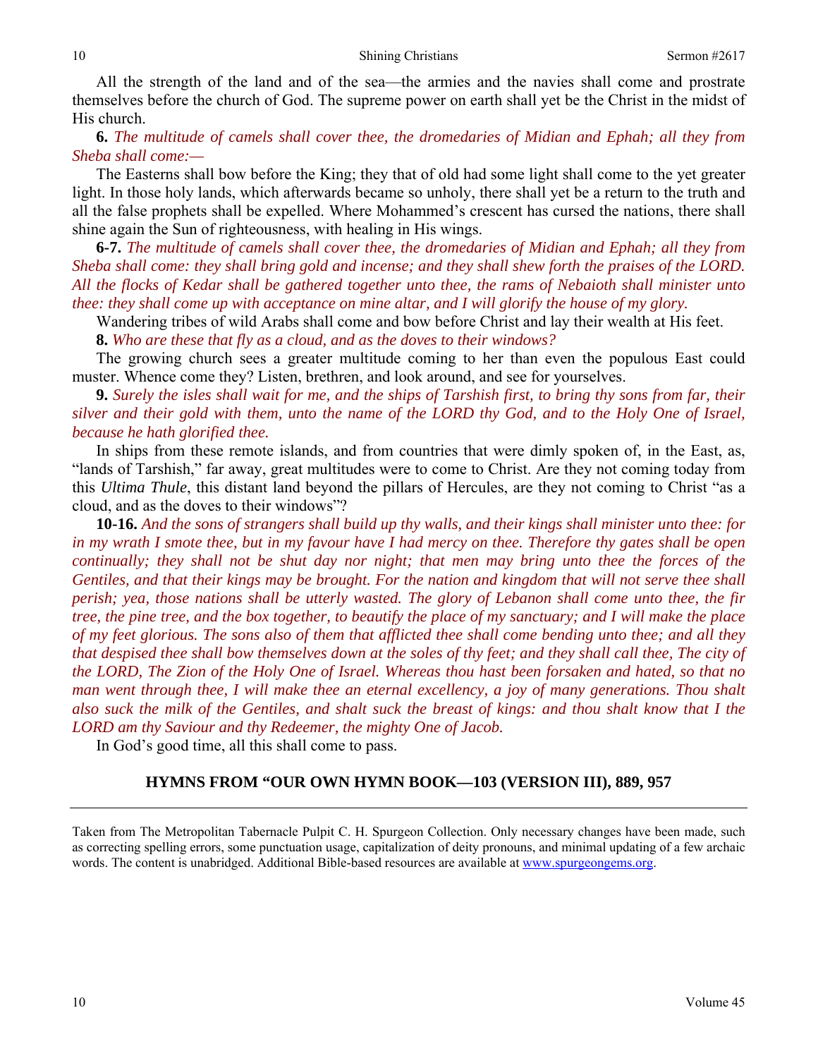All the strength of the land and of the sea—the armies and the navies shall come and prostrate themselves before the church of God. The supreme power on earth shall yet be the Christ in the midst of His church.

**6.** *The multitude of camels shall cover thee, the dromedaries of Midian and Ephah; all they from Sheba shall come:—*

The Easterns shall bow before the King; they that of old had some light shall come to the yet greater light. In those holy lands, which afterwards became so unholy, there shall yet be a return to the truth and all the false prophets shall be expelled. Where Mohammed's crescent has cursed the nations, there shall shine again the Sun of righteousness, with healing in His wings.

**6-7.** *The multitude of camels shall cover thee, the dromedaries of Midian and Ephah; all they from Sheba shall come: they shall bring gold and incense; and they shall shew forth the praises of the LORD. All the flocks of Kedar shall be gathered together unto thee, the rams of Nebaioth shall minister unto thee: they shall come up with acceptance on mine altar, and I will glorify the house of my glory.*

Wandering tribes of wild Arabs shall come and bow before Christ and lay their wealth at His feet.

**8.** *Who are these that fly as a cloud, and as the doves to their windows?*

The growing church sees a greater multitude coming to her than even the populous East could muster. Whence come they? Listen, brethren, and look around, and see for yourselves.

**9.** *Surely the isles shall wait for me, and the ships of Tarshish first, to bring thy sons from far, their silver and their gold with them, unto the name of the LORD thy God, and to the Holy One of Israel, because he hath glorified thee.*

In ships from these remote islands, and from countries that were dimly spoken of, in the East, as, "lands of Tarshish," far away, great multitudes were to come to Christ. Are they not coming today from this *Ultima Thule*, this distant land beyond the pillars of Hercules, are they not coming to Christ "as a cloud, and as the doves to their windows"?

**10-16.** *And the sons of strangers shall build up thy walls, and their kings shall minister unto thee: for in my wrath I smote thee, but in my favour have I had mercy on thee. Therefore thy gates shall be open continually; they shall not be shut day nor night; that men may bring unto thee the forces of the Gentiles, and that their kings may be brought. For the nation and kingdom that will not serve thee shall perish; yea, those nations shall be utterly wasted. The glory of Lebanon shall come unto thee, the fir tree, the pine tree, and the box together, to beautify the place of my sanctuary; and I will make the place of my feet glorious. The sons also of them that afflicted thee shall come bending unto thee; and all they that despised thee shall bow themselves down at the soles of thy feet; and they shall call thee, The city of the LORD, The Zion of the Holy One of Israel. Whereas thou hast been forsaken and hated, so that no man went through thee, I will make thee an eternal excellency, a joy of many generations. Thou shalt also suck the milk of the Gentiles, and shalt suck the breast of kings: and thou shalt know that I the LORD am thy Saviour and thy Redeemer, the mighty One of Jacob.*

In God's good time, all this shall come to pass.

**HYMNS FROM "OUR OWN HYMN BOOK—103 (VERSION III), 889, 957**

---

Taken from The Metropolitan Tabernacle Pulpit C. H. Spurgeon Collection. Only necessary changes have been made, such as correcting spelling errors, some punctuation usage, capitalization of deity pronouns, and minimal updating of a few archaic words. The content is unabridged. Additional Bible-based resources are available at www.spurgeongems.org.